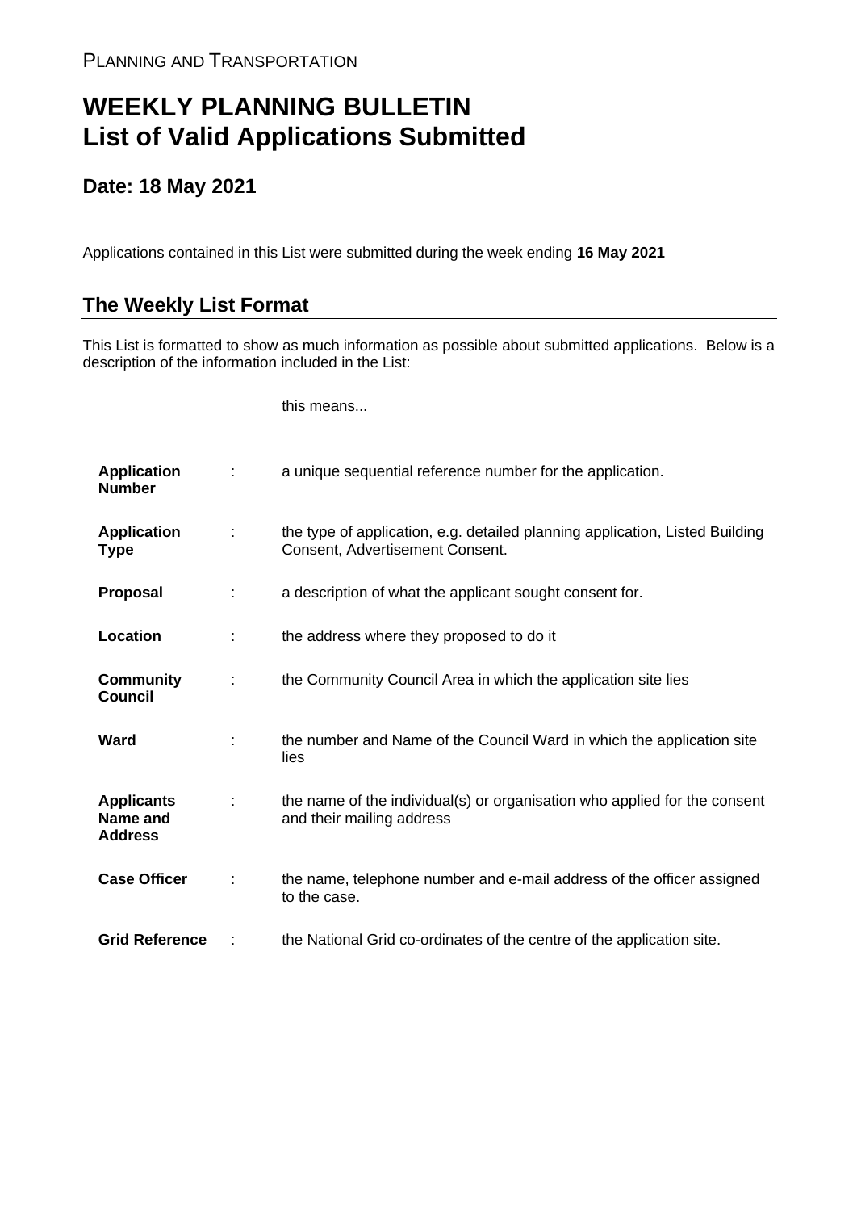PLANNING AND TRANSPORTATION

# WEEKLY PLANNING BULLETIN
# List of Valid Applications Submitted

## Date: 18 May 2021

Applications contained in this List were submitted during the week ending **16 May 2021**

## The Weekly List Format

This List is formatted to show as much information as possible about submitted applications. Below is a description of the information included in the List:

| | | this means... |
|---|---|---|
| **Application Number** | : | a unique sequential reference number for the application. |
| **Application Type** | : | the type of application, e.g. detailed planning application, Listed Building Consent, Advertisement Consent. |
| **Proposal** | : | a description of what the applicant sought consent for. |
| **Location** | : | the address where they proposed to do it |
| **Community Council** | : | the Community Council Area in which the application site lies |
| **Ward** | : | the number and Name of the Council Ward in which the application site lies |
| **Applicants Name and Address** | : | the name of the individual(s) or organisation who applied for the consent and their mailing address |
| **Case Officer** | : | the name, telephone number and e-mail address of the officer assigned to the case. |
| **Grid Reference** | : | the National Grid co-ordinates of the centre of the application site. |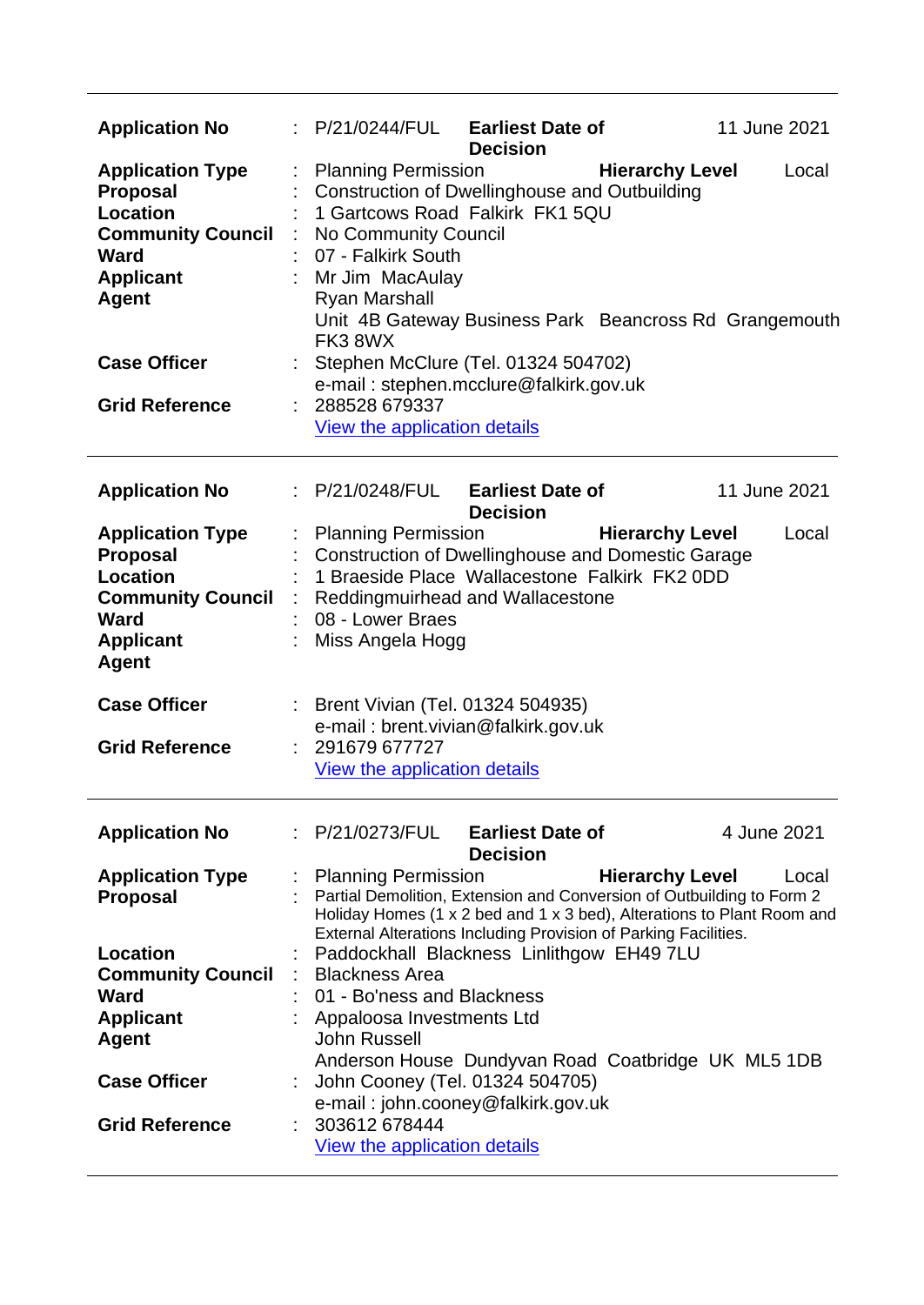---

| | | |
|---|---|---|
| **Application No** | : | P/21/0244/FUL **Earliest Date of Decision** 11 June 2021 |
| **Application Type** | : | Planning Permission **Hierarchy Level** Local |
| **Proposal** | : | Construction of Dwellinghouse and Outbuilding |
| **Location** | : | 1 Gartcows Road Falkirk FK1 5QU |
| **Community Council** | : | No Community Council |
| **Ward** | : | 07 - Falkirk South |
| **Applicant** | : | Mr Jim MacAulay |
| **Agent** | | Ryan Marshall<br>Unit 4B Gateway Business Park Beancross Rd Grangemouth FK3 8WX |
| **Case Officer** | : | Stephen McClure (Tel. 01324 504702)<br>e-mail : stephen.mcclure@falkirk.gov.uk |
| **Grid Reference** | : | 288528 679337<br>View the application details |

---

| | | |
|---|---|---|
| **Application No** | : | P/21/0248/FUL **Earliest Date of Decision** 11 June 2021 |
| **Application Type** | : | Planning Permission **Hierarchy Level** Local |
| **Proposal** | : | Construction of Dwellinghouse and Domestic Garage |
| **Location** | : | 1 Braeside Place Wallacestone Falkirk FK2 0DD |
| **Community Council** | : | Reddingmuirhead and Wallacestone |
| **Ward** | : | 08 - Lower Braes |
| **Applicant** | : | Miss Angela Hogg |
| **Agent** | | |
| **Case Officer** | : | Brent Vivian (Tel. 01324 504935)<br>e-mail : brent.vivian@falkirk.gov.uk |
| **Grid Reference** | : | 291679 677727<br>View the application details |

---

| | | |
|---|---|---|
| **Application No** | : | P/21/0273/FUL **Earliest Date of Decision** 4 June 2021 |
| **Application Type** | : | Planning Permission **Hierarchy Level** Local |
| **Proposal** | : | Partial Demolition, Extension and Conversion of Outbuilding to Form 2 Holiday Homes (1 x 2 bed and 1 x 3 bed), Alterations to Plant Room and External Alterations Including Provision of Parking Facilities. |
| **Location** | : | Paddockhall Blackness Linlithgow EH49 7LU |
| **Community Council** | : | Blackness Area |
| **Ward** | : | 01 - Bo'ness and Blackness |
| **Applicant** | : | Appaloosa Investments Ltd |
| **Agent** | | John Russell<br>Anderson House Dundyvan Road Coatbridge UK ML5 1DB |
| **Case Officer** | : | John Cooney (Tel. 01324 504705)<br>e-mail : john.cooney@falkirk.gov.uk |
| **Grid Reference** | : | 303612 678444<br>View the application details |

---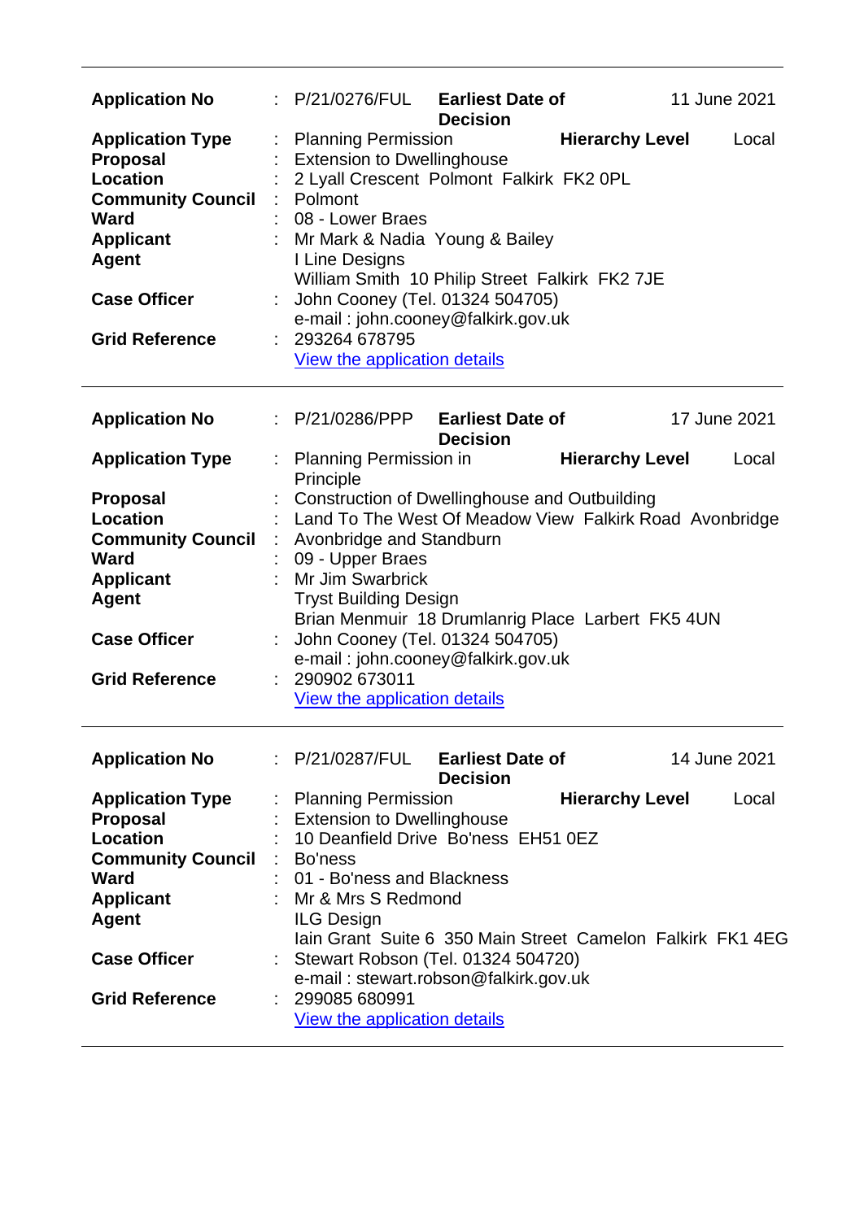| | | | | |
|---|---|---|---|---|
| **Application No** | : P/21/0276/FUL | **Earliest Date of Decision** | | 11 June 2021 |
| **Application Type** | : Planning Permission | | **Hierarchy Level** | Local |
| **Proposal** | : Extension to Dwellinghouse | | | |
| **Location** | : 2 Lyall Crescent Polmont Falkirk FK2 0PL | | | |
| **Community Council** | : Polmont | | | |
| **Ward** | : 08 - Lower Braes | | | |
| **Applicant** | : Mr Mark & Nadia Young & Bailey | | | |
| **Agent** | I Line Designs<br>William Smith 10 Philip Street Falkirk FK2 7JE | | | |
| **Case Officer** | : John Cooney (Tel. 01324 504705)<br>e-mail : john.cooney@falkirk.gov.uk | | | |
| **Grid Reference** | : 293264 678795<br>View the application details | | | |

---

| | | | | |
|---|---|---|---|---|
| **Application No** | : P/21/0286/PPP | **Earliest Date of Decision** | | 17 June 2021 |
| **Application Type** | : Planning Permission in Principle | | **Hierarchy Level** | Local |
| **Proposal** | : Construction of Dwellinghouse and Outbuilding | | | |
| **Location** | : Land To The West Of Meadow View Falkirk Road Avonbridge | | | |
| **Community Council** | : Avonbridge and Standburn | | | |
| **Ward** | : 09 - Upper Braes | | | |
| **Applicant** | : Mr Jim Swarbrick | | | |
| **Agent** | Tryst Building Design<br>Brian Menmuir 18 Drumlanrig Place Larbert FK5 4UN | | | |
| **Case Officer** | : John Cooney (Tel. 01324 504705)<br>e-mail : john.cooney@falkirk.gov.uk | | | |
| **Grid Reference** | : 290902 673011<br>View the application details | | | |

---

| | | | | |
|---|---|---|---|---|
| **Application No** | : P/21/0287/FUL | **Earliest Date of Decision** | | 14 June 2021 |
| **Application Type** | : Planning Permission | | **Hierarchy Level** | Local |
| **Proposal** | : Extension to Dwellinghouse | | | |
| **Location** | : 10 Deanfield Drive Bo'ness EH51 0EZ | | | |
| **Community Council** | : Bo'ness | | | |
| **Ward** | : 01 - Bo'ness and Blackness | | | |
| **Applicant** | : Mr & Mrs S Redmond | | | |
| **Agent** | ILG Design<br>Iain Grant Suite 6 350 Main Street Camelon Falkirk FK1 4EG | | | |
| **Case Officer** | : Stewart Robson (Tel. 01324 504720)<br>e-mail : stewart.robson@falkirk.gov.uk | | | |
| **Grid Reference** | : 299085 680991<br>View the application details | | | |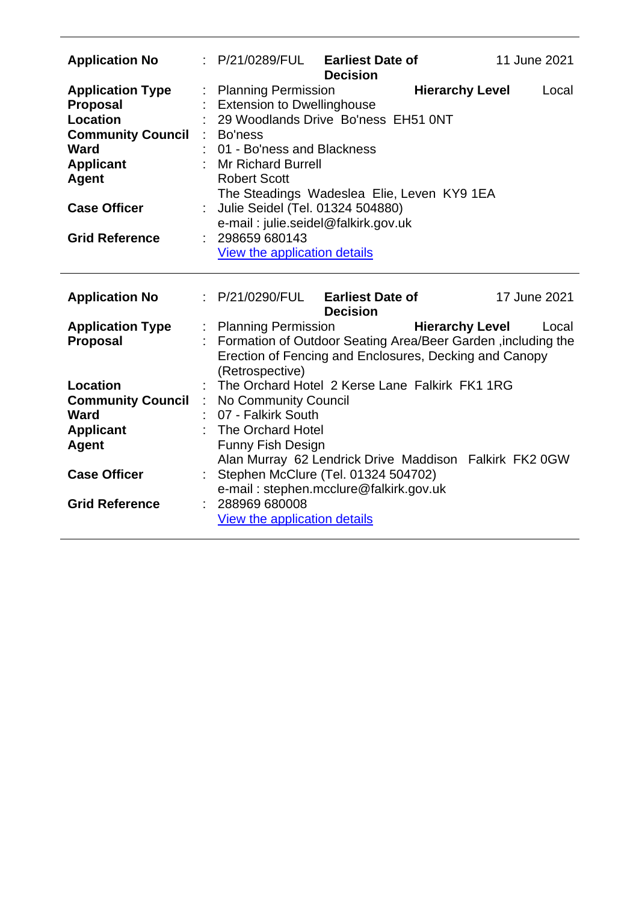| | | | | |
|---|---|---|---|---|
| **Application No** | : P/21/0289/FUL | **Earliest Date of Decision** | | 11 June 2021 |
| **Application Type** | : Planning Permission | | **Hierarchy Level** | Local |
| **Proposal** | : Extension to Dwellinghouse | | | |
| **Location** | : 29 Woodlands Drive Bo'ness EH51 0NT | | | |
| **Community Council** | : Bo'ness | | | |
| **Ward** | : 01 - Bo'ness and Blackness | | | |
| **Applicant** | : Mr Richard Burrell | | | |
| **Agent** | Robert Scott<br>The Steadings Wadeslea Elie, Leven KY9 1EA | | | |
| **Case Officer** | : Julie Seidel (Tel. 01324 504880)<br>e-mail : julie.seidel@falkirk.gov.uk | | | |
| **Grid Reference** | : 298659 680143<br>View the application details | | | |

| | | | | |
|---|---|---|---|---|
| **Application No** | : P/21/0290/FUL | **Earliest Date of Decision** | | 17 June 2021 |
| **Application Type** | : Planning Permission | | **Hierarchy Level** | Local |
| **Proposal** | : Formation of Outdoor Seating Area/Beer Garden ,including the Erection of Fencing and Enclosures, Decking and Canopy (Retrospective) | | | |
| **Location** | : The Orchard Hotel 2 Kerse Lane Falkirk FK1 1RG | | | |
| **Community Council** | : No Community Council | | | |
| **Ward** | : 07 - Falkirk South | | | |
| **Applicant** | : The Orchard Hotel | | | |
| **Agent** | Funny Fish Design<br>Alan Murray 62 Lendrick Drive Maddison Falkirk FK2 0GW | | | |
| **Case Officer** | : Stephen McClure (Tel. 01324 504702)<br>e-mail : stephen.mcclure@falkirk.gov.uk | | | |
| **Grid Reference** | : 288969 680008<br>View the application details | | | |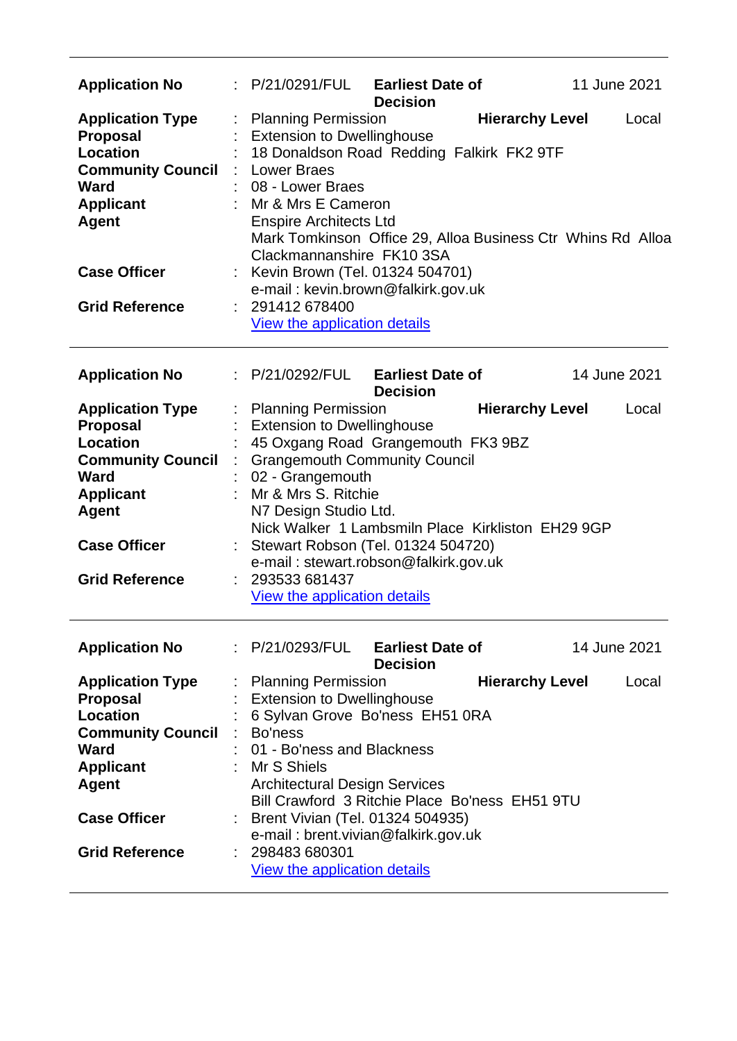---

| | | | | |
|---|---|---|---|---|
| **Application No** | : P/21/0291/FUL | **Earliest Date of Decision** | | 11 June 2021 |
| **Application Type** | : Planning Permission | | **Hierarchy Level** | Local |
| **Proposal** | : Extension to Dwellinghouse | | | |
| **Location** | : 18 Donaldson Road Redding Falkirk FK2 9TF | | | |
| **Community Council** | : Lower Braes | | | |
| **Ward** | : 08 - Lower Braes | | | |
| **Applicant** | : Mr & Mrs E Cameron | | | |
| **Agent** | Enspire Architects Ltd<br>Mark Tomkinson Office 29, Alloa Business Ctr Whins Rd Alloa Clackmannanshire FK10 3SA | | | |
| **Case Officer** | : Kevin Brown (Tel. 01324 504701)<br>e-mail : kevin.brown@falkirk.gov.uk | | | |
| **Grid Reference** | : 291412 678400<br>View the application details | | | |

---

| | | | | |
|---|---|---|---|---|
| **Application No** | : P/21/0292/FUL | **Earliest Date of Decision** | | 14 June 2021 |
| **Application Type** | : Planning Permission | | **Hierarchy Level** | Local |
| **Proposal** | : Extension to Dwellinghouse | | | |
| **Location** | : 45 Oxgang Road Grangemouth FK3 9BZ | | | |
| **Community Council** | : Grangemouth Community Council | | | |
| **Ward** | : 02 - Grangemouth | | | |
| **Applicant** | : Mr & Mrs S. Ritchie | | | |
| **Agent** | N7 Design Studio Ltd.<br>Nick Walker 1 Lambsmiln Place Kirkliston EH29 9GP | | | |
| **Case Officer** | : Stewart Robson (Tel. 01324 504720)<br>e-mail : stewart.robson@falkirk.gov.uk | | | |
| **Grid Reference** | : 293533 681437<br>View the application details | | | |

---

| | | | | |
|---|---|---|---|---|
| **Application No** | : P/21/0293/FUL | **Earliest Date of Decision** | | 14 June 2021 |
| **Application Type** | : Planning Permission | | **Hierarchy Level** | Local |
| **Proposal** | : Extension to Dwellinghouse | | | |
| **Location** | : 6 Sylvan Grove Bo'ness EH51 0RA | | | |
| **Community Council** | : Bo'ness | | | |
| **Ward** | : 01 - Bo'ness and Blackness | | | |
| **Applicant** | : Mr S Shiels | | | |
| **Agent** | Architectural Design Services<br>Bill Crawford 3 Ritchie Place Bo'ness EH51 9TU | | | |
| **Case Officer** | : Brent Vivian (Tel. 01324 504935)<br>e-mail : brent.vivian@falkirk.gov.uk | | | |
| **Grid Reference** | : 298483 680301<br>View the application details | | | |

---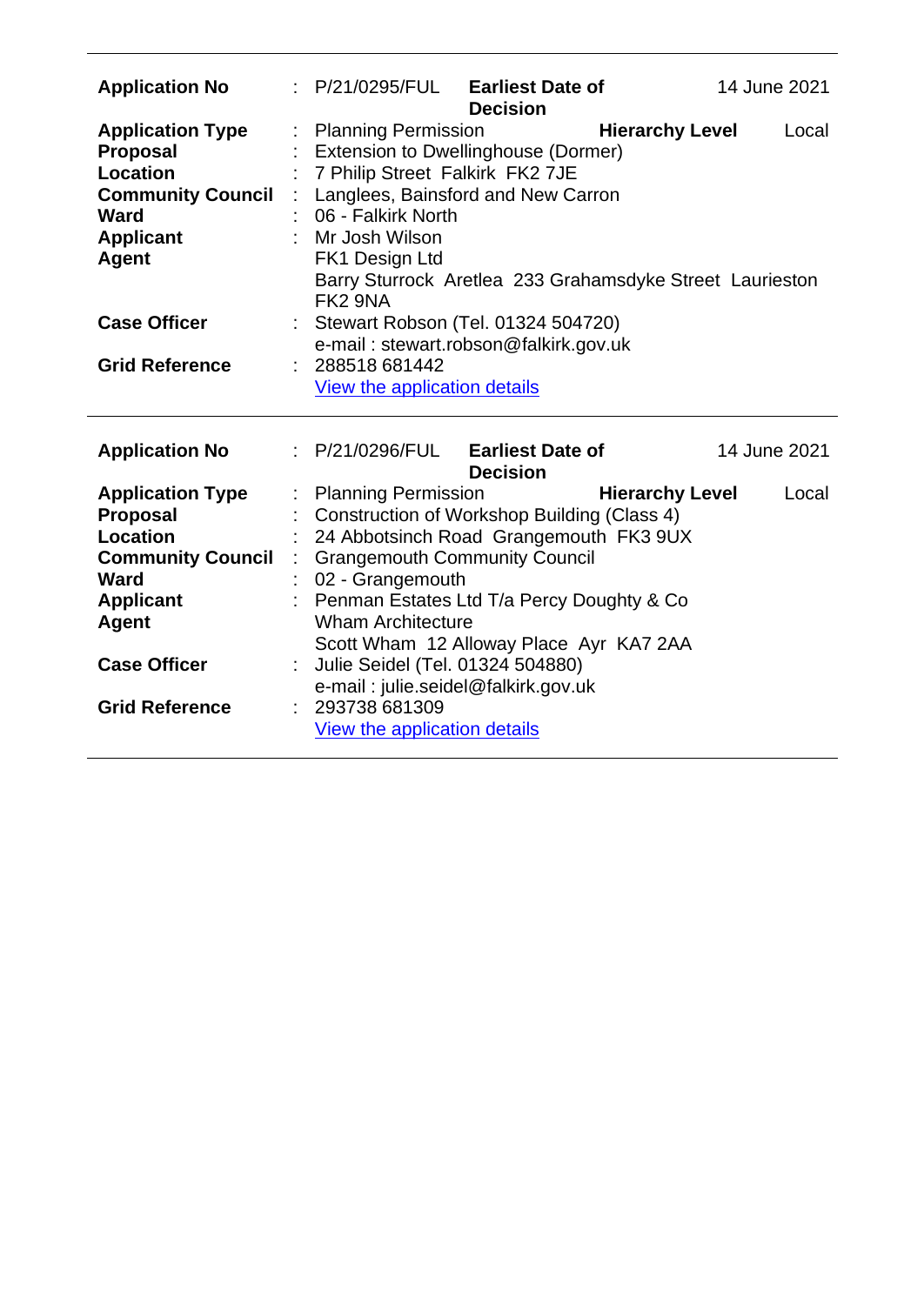| | | | | |
|---|---|---|---|---|
| **Application No** | : P/21/0295/FUL | **Earliest Date of Decision** | | 14 June 2021 |
| **Application Type** | : Planning Permission | | **Hierarchy Level** | Local |
| **Proposal** | : Extension to Dwellinghouse (Dormer) | | | |
| **Location** | : 7 Philip Street Falkirk FK2 7JE | | | |
| **Community Council** | : Langlees, Bainsford and New Carron | | | |
| **Ward** | : 06 - Falkirk North | | | |
| **Applicant** | : Mr Josh Wilson | | | |
| **Agent** | FK1 Design Ltd<br>Barry Sturrock Aretlea 233 Grahamsdyke Street Laurieston FK2 9NA | | | |
| **Case Officer** | : Stewart Robson (Tel. 01324 504720)<br>e-mail : stewart.robson@falkirk.gov.uk | | | |
| **Grid Reference** | : 288518 681442<br>View the application details | | | |

| | | | | |
|---|---|---|---|---|
| **Application No** | : P/21/0296/FUL | **Earliest Date of Decision** | | 14 June 2021 |
| **Application Type** | : Planning Permission | | **Hierarchy Level** | Local |
| **Proposal** | : Construction of Workshop Building (Class 4) | | | |
| **Location** | : 24 Abbotsinch Road Grangemouth FK3 9UX | | | |
| **Community Council** | : Grangemouth Community Council | | | |
| **Ward** | : 02 - Grangemouth | | | |
| **Applicant** | : Penman Estates Ltd T/a Percy Doughty & Co | | | |
| **Agent** | Wham Architecture<br>Scott Wham 12 Alloway Place Ayr KA7 2AA | | | |
| **Case Officer** | : Julie Seidel (Tel. 01324 504880)<br>e-mail : julie.seidel@falkirk.gov.uk | | | |
| **Grid Reference** | : 293738 681309<br>View the application details | | | |